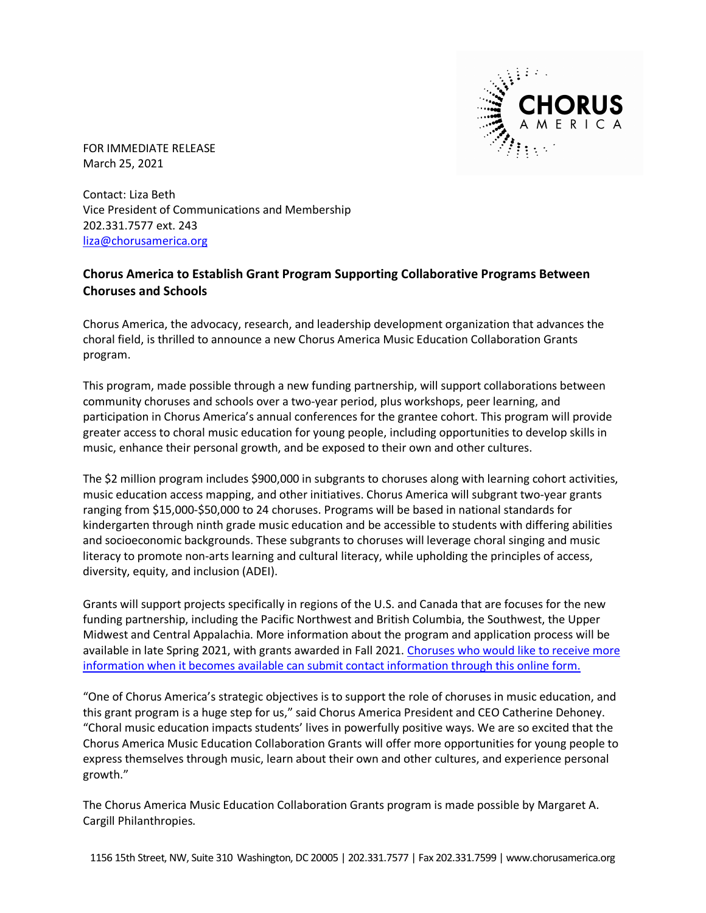FOR IMMEDIATE RELEASE
March 25, 2021

Contact: Liza Beth
Vice President of Communications and Membership
202.331.7577 ext. 243
liza@chorusamerica.org

**Chorus America to Establish Grant Program Supporting Collaborative Programs Between Choruses and Schools**

Chorus America, the advocacy, research, and leadership development organization that advances the choral field, is thrilled to announce a new Chorus America Music Education Collaboration Grants program.

This program, made possible through a new funding partnership, will support collaborations between community choruses and schools over a two-year period, plus workshops, peer learning, and participation in Chorus America's annual conferences for the grantee cohort. This program will provide greater access to choral music education for young people, including opportunities to develop skills in music, enhance their personal growth, and be exposed to their own and other cultures.

The $2 million program includes $900,000 in subgrants to choruses along with learning cohort activities, music education access mapping, and other initiatives. Chorus America will subgrant two-year grants ranging from $15,000-$50,000 to 24 choruses. Programs will be based in national standards for kindergarten through ninth grade music education and be accessible to students with differing abilities and socioeconomic backgrounds. These subgrants to choruses will leverage choral singing and music literacy to promote non-arts learning and cultural literacy, while upholding the principles of access, diversity, equity, and inclusion (ADEI).

Grants will support projects specifically in regions of the U.S. and Canada that are focuses for the new funding partnership, including the Pacific Northwest and British Columbia, the Southwest, the Upper Midwest and Central Appalachia. More information about the program and application process will be available in late Spring 2021, with grants awarded in Fall 2021. Choruses who would like to receive more information when it becomes available can submit contact information through this online form.

"One of Chorus America's strategic objectives is to support the role of choruses in music education, and this grant program is a huge step for us," said Chorus America President and CEO Catherine Dehoney. "Choral music education impacts students' lives in powerfully positive ways. We are so excited that the Chorus America Music Education Collaboration Grants will offer more opportunities for young people to express themselves through music, learn about their own and other cultures, and experience personal growth."

The Chorus America Music Education Collaboration Grants program is made possible by Margaret A. Cargill Philanthropies.

1156 15th Street, NW, Suite 310 Washington, DC 20005 | 202.331.7577 | Fax 202.331.7599 | www.chorusamerica.org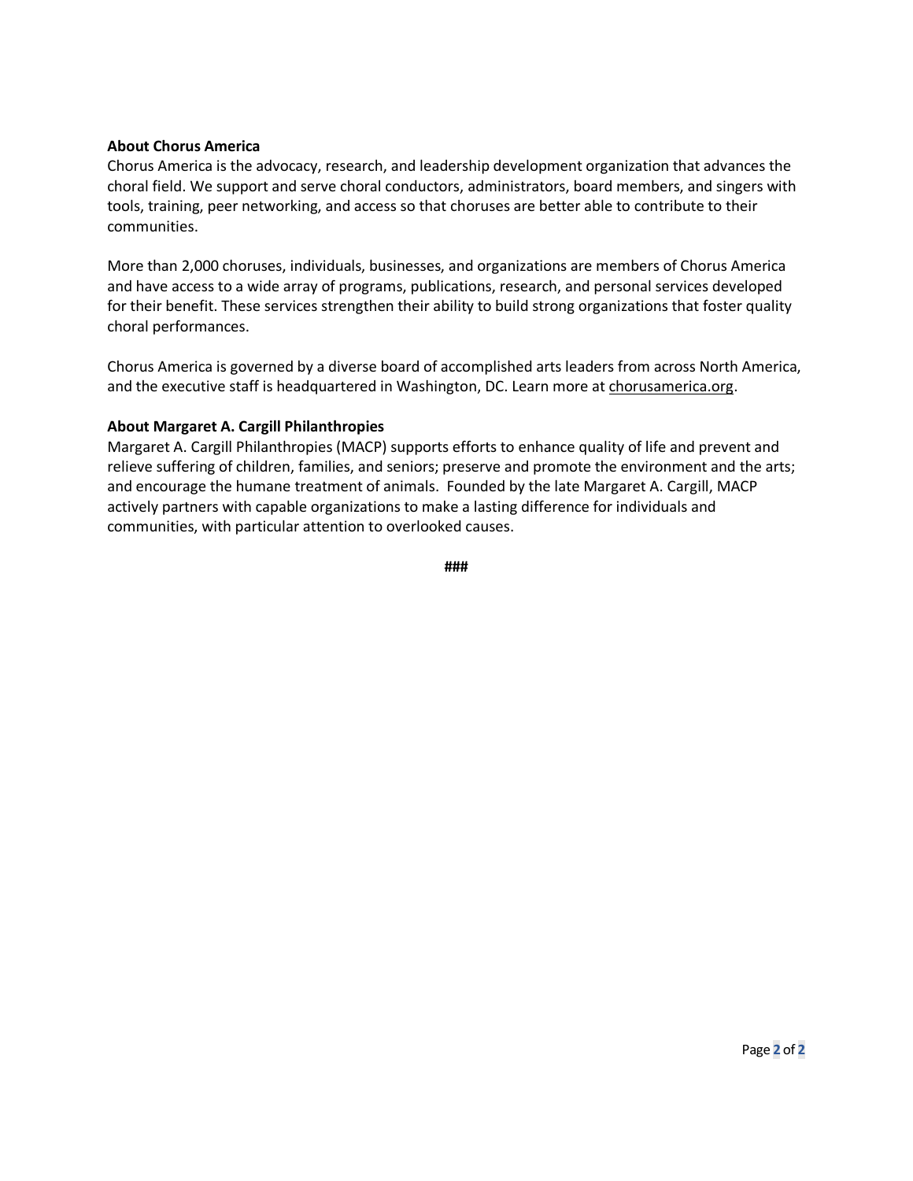**About Chorus America**

Chorus America is the advocacy, research, and leadership development organization that advances the choral field. We support and serve choral conductors, administrators, board members, and singers with tools, training, peer networking, and access so that choruses are better able to contribute to their communities.

More than 2,000 choruses, individuals, businesses, and organizations are members of Chorus America and have access to a wide array of programs, publications, research, and personal services developed for their benefit. These services strengthen their ability to build strong organizations that foster quality choral performances.

Chorus America is governed by a diverse board of accomplished arts leaders from across North America, and the executive staff is headquartered in Washington, DC. Learn more at chorusamerica.org.

**About Margaret A. Cargill Philanthropies**

Margaret A. Cargill Philanthropies (MACP) supports efforts to enhance quality of life and prevent and relieve suffering of children, families, and seniors; preserve and promote the environment and the arts; and encourage the humane treatment of animals. Founded by the late Margaret A. Cargill, MACP actively partners with capable organizations to make a lasting difference for individuals and communities, with particular attention to overlooked causes.

###